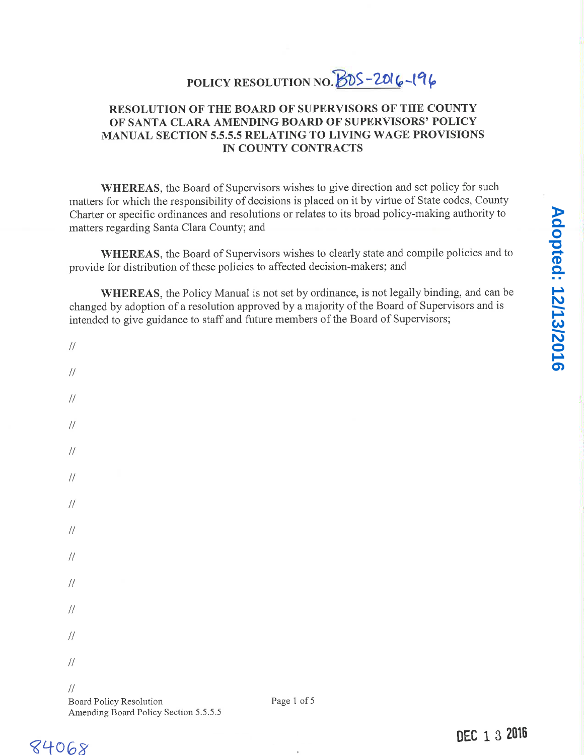# POLICY RESOLUTION NO. BOS-2016-196

## RESOLUTION OF THE BOARD OF SUPERVISORS OF THE COUNTY OF SANTA CLARA AMENDING BOARD OF SUPERVISORS' POLICY MANUAL SECTION 5.5.5.5 RELATING TO LIVING WAGE PROVISIONS IN COUNTY CONTRACTS

Adopted: 12/13/2016

**WHEREAS**, the Board of Supervisors wishes to give direction and set policy for such matters for which the responsibility of decisions is placed on it by virtue of State codes, County Charter or specific ordinances and resolutions or relates to its broad policy-making authority to matters regarding Santa Clara County; and

**WHEREAS**, the Board of Supervisors wishes to clearly state and compile policies and to provide for distribution of these policies to affected decision-makers; and

**WHEREAS**, the Policy Manual is not set by ordinance, is not legally binding, and can be changed by adoption of a resolution approved by a majority of the Board of Supervisors and is intended to give guidance to staff and future members of the Board of Supervisors;

//

//

//

//

//

//

//

//

//

//

//

//

//

//

Board Policy Resolution
Amending Board Policy Section 5.5.5.5

DEC 13 2016

84068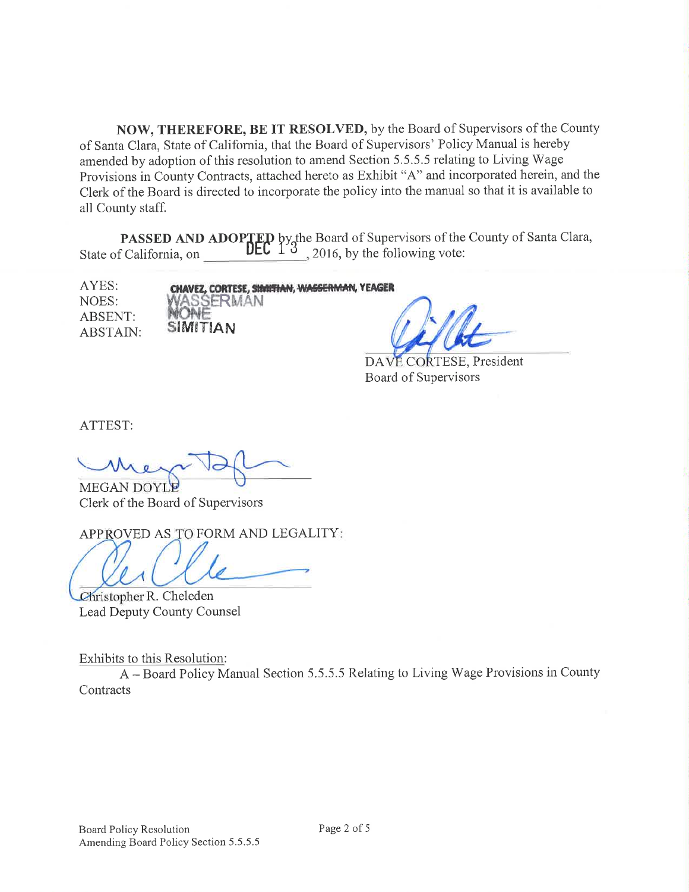**NOW, THEREFORE, BE IT RESOLVED,** by the Board of Supervisors of the County of Santa Clara, State of California, that the Board of Supervisors' Policy Manual is hereby amended by adoption of this resolution to amend Section 5.5.5.5 relating to Living Wage Provisions in County Contracts, attached hereto as Exhibit "A" and incorporated herein, and the Clerk of the Board is directed to incorporate the policy into the manual so that it is available to all County staff.

**PASSED AND ADOPTED** by the Board of Supervisors of the County of Santa Clara, State of California, on DEC 13, 2016, by the following vote:

AYES: CHAVEZ, CORTESE, ~~SIMITIAN~~, ~~WASSERMAN~~, YEAGER
NOES: WASSERMAN
ABSENT: NONE
ABSTAIN: SIMITIAN

DAVE CORTESE, President
Board of Supervisors

ATTEST:

MEGAN DOYLE
Clerk of the Board of Supervisors

APPROVED AS TO FORM AND LEGALITY:

Christopher R. Cheleden
Lead Deputy County Counsel

Exhibits to this Resolution:

A – Board Policy Manual Section 5.5.5.5 Relating to Living Wage Provisions in County Contracts

Board Policy Resolution
Amending Board Policy Section 5.5.5.5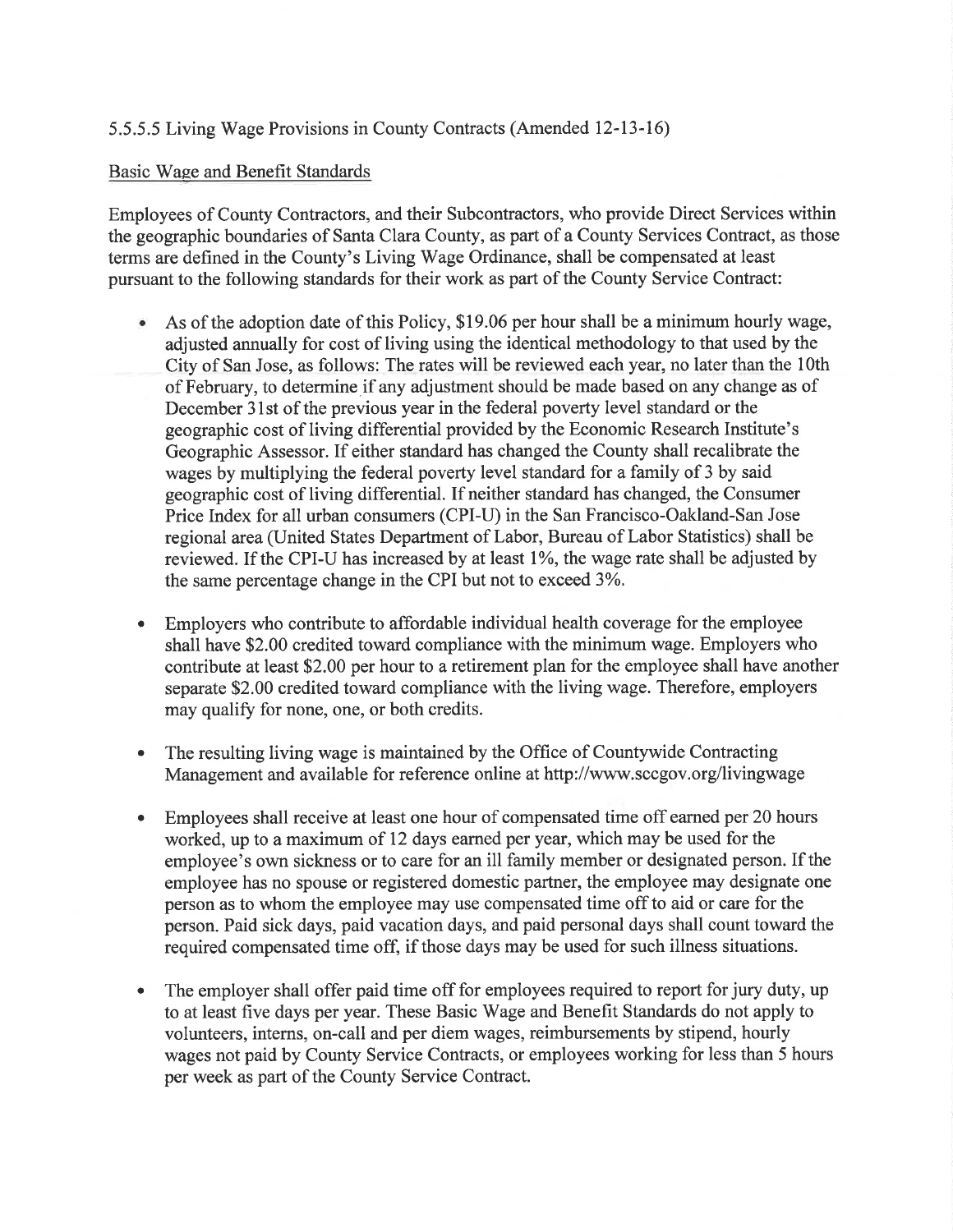5.5.5.5 Living Wage Provisions in County Contracts (Amended 12-13-16)

Basic Wage and Benefit Standards

Employees of County Contractors, and their Subcontractors, who provide Direct Services within the geographic boundaries of Santa Clara County, as part of a County Services Contract, as those terms are defined in the County's Living Wage Ordinance, shall be compensated at least pursuant to the following standards for their work as part of the County Service Contract:

- As of the adoption date of this Policy, $19.06 per hour shall be a minimum hourly wage, adjusted annually for cost of living using the identical methodology to that used by the City of San Jose, as follows: The rates will be reviewed each year, no later than the 10th of February, to determine if any adjustment should be made based on any change as of December 31st of the previous year in the federal poverty level standard or the geographic cost of living differential provided by the Economic Research Institute's Geographic Assessor. If either standard has changed the County shall recalibrate the wages by multiplying the federal poverty level standard for a family of 3 by said geographic cost of living differential. If neither standard has changed, the Consumer Price Index for all urban consumers (CPI-U) in the San Francisco-Oakland-San Jose regional area (United States Department of Labor, Bureau of Labor Statistics) shall be reviewed. If the CPI-U has increased by at least 1%, the wage rate shall be adjusted by the same percentage change in the CPI but not to exceed 3%.

- Employers who contribute to affordable individual health coverage for the employee shall have $2.00 credited toward compliance with the minimum wage. Employers who contribute at least $2.00 per hour to a retirement plan for the employee shall have another separate $2.00 credited toward compliance with the living wage. Therefore, employers may qualify for none, one, or both credits.

- The resulting living wage is maintained by the Office of Countywide Contracting Management and available for reference online at http://www.sccgov.org/livingwage

- Employees shall receive at least one hour of compensated time off earned per 20 hours worked, up to a maximum of 12 days earned per year, which may be used for the employee's own sickness or to care for an ill family member or designated person. If the employee has no spouse or registered domestic partner, the employee may designate one person as to whom the employee may use compensated time off to aid or care for the person. Paid sick days, paid vacation days, and paid personal days shall count toward the required compensated time off, if those days may be used for such illness situations.

- The employer shall offer paid time off for employees required to report for jury duty, up to at least five days per year. These Basic Wage and Benefit Standards do not apply to volunteers, interns, on-call and per diem wages, reimbursements by stipend, hourly wages not paid by County Service Contracts, or employees working for less than 5 hours per week as part of the County Service Contract.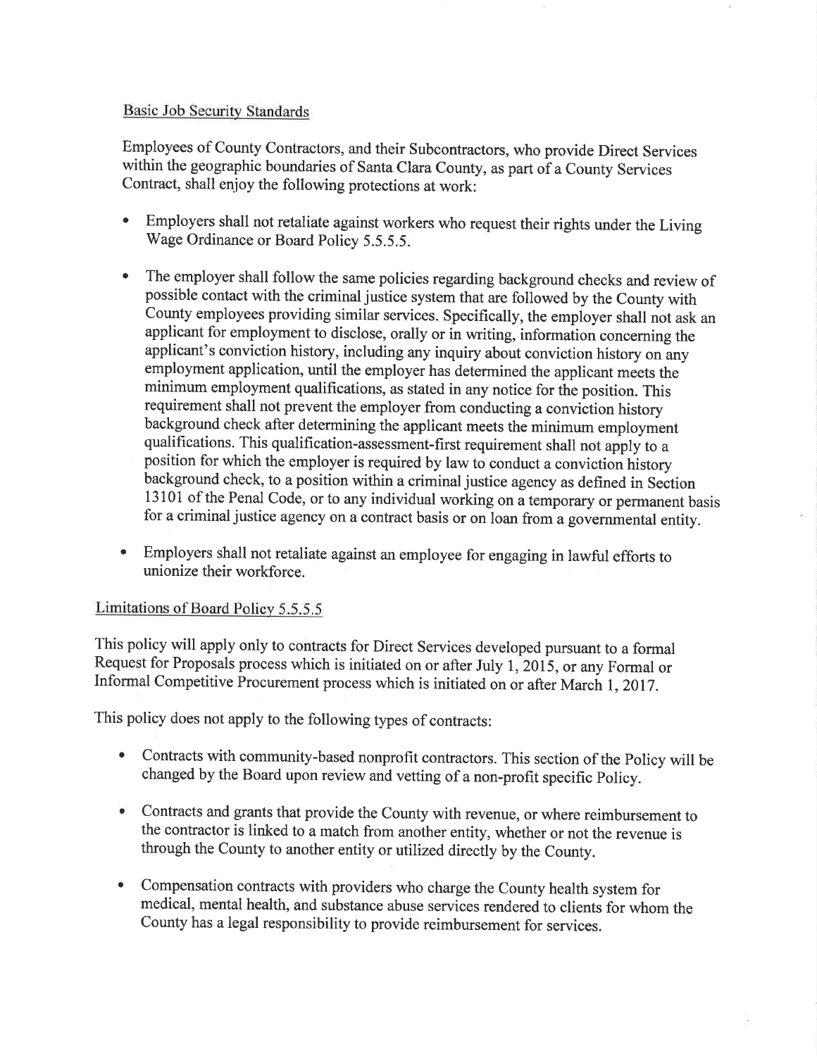Basic Job Security Standards

Employees of County Contractors, and their Subcontractors, who provide Direct Services within the geographic boundaries of Santa Clara County, as part of a County Services Contract, shall enjoy the following protections at work:

- Employers shall not retaliate against workers who request their rights under the Living Wage Ordinance or Board Policy 5.5.5.5.
- The employer shall follow the same policies regarding background checks and review of possible contact with the criminal justice system that are followed by the County with County employees providing similar services. Specifically, the employer shall not ask an applicant for employment to disclose, orally or in writing, information concerning the applicant's conviction history, including any inquiry about conviction history on any employment application, until the employer has determined the applicant meets the minimum employment qualifications, as stated in any notice for the position. This requirement shall not prevent the employer from conducting a conviction history background check after determining the applicant meets the minimum employment qualifications. This qualification-assessment-first requirement shall not apply to a position for which the employer is required by law to conduct a conviction history background check, to a position within a criminal justice agency as defined in Section 13101 of the Penal Code, or to any individual working on a temporary or permanent basis for a criminal justice agency on a contract basis or on loan from a governmental entity.
- Employers shall not retaliate against an employee for engaging in lawful efforts to unionize their workforce.

Limitations of Board Policy 5.5.5.5

This policy will apply only to contracts for Direct Services developed pursuant to a formal Request for Proposals process which is initiated on or after July 1, 2015, or any Formal or Informal Competitive Procurement process which is initiated on or after March 1, 2017.

This policy does not apply to the following types of contracts:

- Contracts with community-based nonprofit contractors. This section of the Policy will be changed by the Board upon review and vetting of a non-profit specific Policy.
- Contracts and grants that provide the County with revenue, or where reimbursement to the contractor is linked to a match from another entity, whether or not the revenue is through the County to another entity or utilized directly by the County.
- Compensation contracts with providers who charge the County health system for medical, mental health, and substance abuse services rendered to clients for whom the County has a legal responsibility to provide reimbursement for services.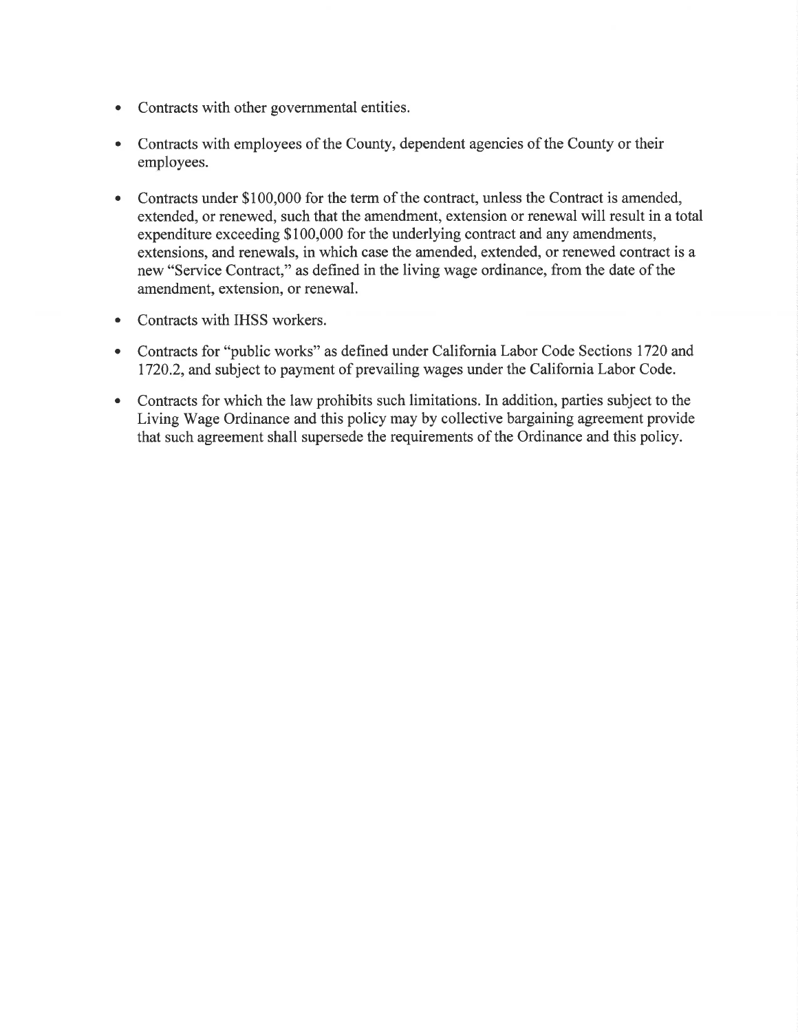- Contracts with other governmental entities.
- Contracts with employees of the County, dependent agencies of the County or their employees.
- Contracts under $100,000 for the term of the contract, unless the Contract is amended, extended, or renewed, such that the amendment, extension or renewal will result in a total expenditure exceeding $100,000 for the underlying contract and any amendments, extensions, and renewals, in which case the amended, extended, or renewed contract is a new "Service Contract," as defined in the living wage ordinance, from the date of the amendment, extension, or renewal.
- Contracts with IHSS workers.
- Contracts for "public works" as defined under California Labor Code Sections 1720 and 1720.2, and subject to payment of prevailing wages under the California Labor Code.
- Contracts for which the law prohibits such limitations. In addition, parties subject to the Living Wage Ordinance and this policy may by collective bargaining agreement provide that such agreement shall supersede the requirements of the Ordinance and this policy.